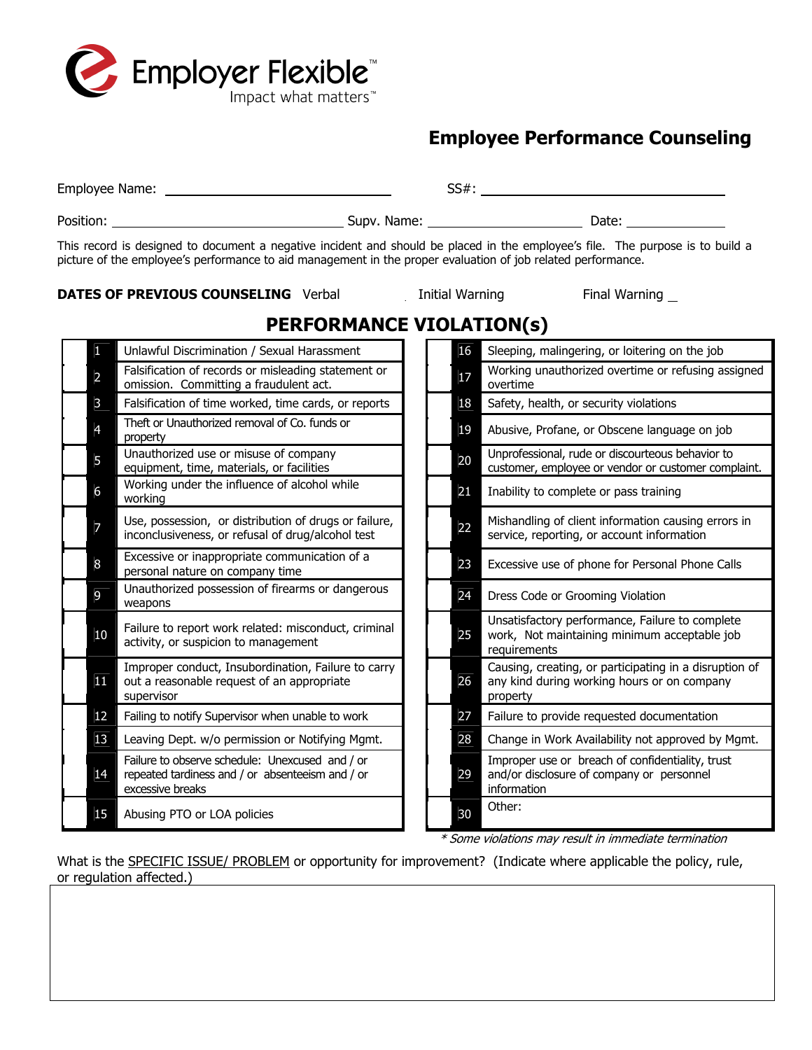Employer Flexible™
Impact what matters™

# Employee Performance Counseling

Employee Name: ______________________________ SS#: ______________________________

Position: ______________________________ Supv. Name: ____________________ Date: ______________

This record is designed to document a negative incident and should be placed in the employee's file. The purpose is to build a picture of the employee's performance to aid management in the proper evaluation of job related performance.

**DATES OF PREVIOUS COUNSELING** Verbal ______ Initial Warning ______ Final Warning ______

## PERFORMANCE VIOLATION(s)

| | # | Violation | | # | Violation |
|---|---|---|---|---|---|
| | 1 | Unlawful Discrimination / Sexual Harassment | | 16 | Sleeping, malingering, or loitering on the job |
| | 2 | Falsification of records or misleading statement or omission. Committing a fraudulent act. | | 17 | Working unauthorized overtime or refusing assigned overtime |
| | 3 | Falsification of time worked, time cards, or reports | | 18 | Safety, health, or security violations |
| | 4 | Theft or Unauthorized removal of Co. funds or property | | 19 | Abusive, Profane, or Obscene language on job |
| | 5 | Unauthorized use or misuse of company equipment, time, materials, or facilities | | 20 | Unprofessional, rude or discourteous behavior to customer, employee or vendor or customer complaint. |
| | 6 | Working under the influence of alcohol while working | | 21 | Inability to complete or pass training |
| | 7 | Use, possession, or distribution of drugs or failure, inconclusiveness, or refusal of drug/alcohol test | | 22 | Mishandling of client information causing errors in service, reporting, or account information |
| | 8 | Excessive or inappropriate communication of a personal nature on company time | | 23 | Excessive use of phone for Personal Phone Calls |
| | 9 | Unauthorized possession of firearms or dangerous weapons | | 24 | Dress Code or Grooming Violation |
| | 10 | Failure to report work related: misconduct, criminal activity, or suspicion to management | | 25 | Unsatisfactory performance, Failure to complete work, Not maintaining minimum acceptable job requirements |
| | 11 | Improper conduct, Insubordination, Failure to carry out a reasonable request of an appropriate supervisor | | 26 | Causing, creating, or participating in a disruption of any kind during working hours or on company property |
| | 12 | Failing to notify Supervisor when unable to work | | 27 | Failure to provide requested documentation |
| | 13 | Leaving Dept. w/o permission or Notifying Mgmt. | | 28 | Change in Work Availability not approved by Mgmt. |
| | 14 | Failure to observe schedule: Unexcused and / or repeated tardiness and / or absenteeism and / or excessive breaks | | 29 | Improper use or breach of confidentiality, trust and/or disclosure of company or personnel information |
| | 15 | Abusing PTO or LOA policies | | 30 | Other: |

*\* Some violations may result in immediate termination*

What is the <u>SPECIFIC ISSUE/ PROBLEM</u> or opportunity for improvement? (Indicate where applicable the policy, rule, or regulation affected.)

| |
|---|
| |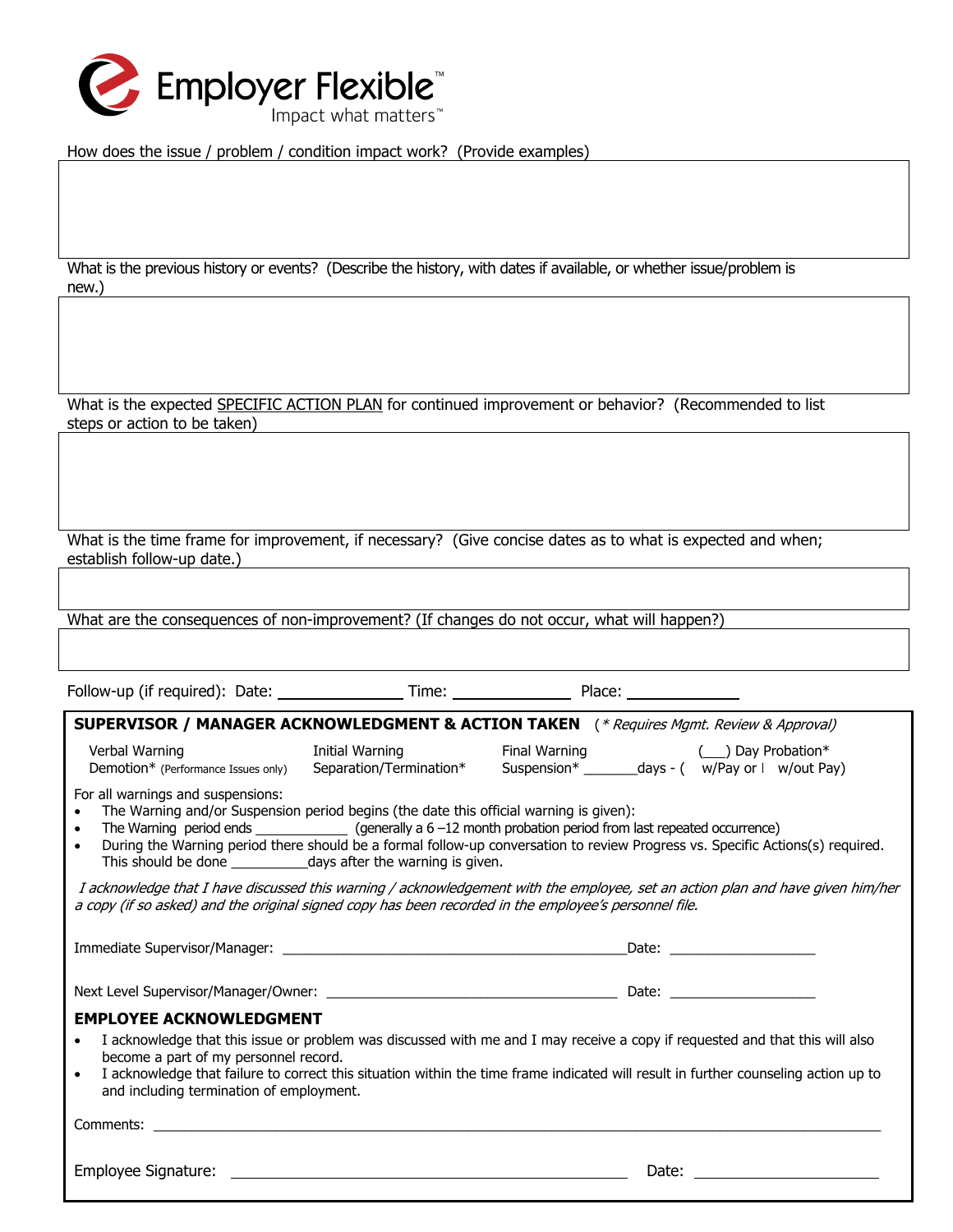Employer Flexible
Impact what matters™

How does the issue / problem / condition impact work? (Provide examples)

What is the previous history or events? (Describe the history, with dates if available, or whether issue/problem is new.)

What is the expected SPECIFIC ACTION PLAN for continued improvement or behavior? (Recommended to list steps or action to be taken)

What is the time frame for improvement, if necessary? (Give concise dates as to what is expected and when; establish follow-up date.)

What are the consequences of non-improvement? (If changes do not occur, what will happen?)

Follow-up (if required): Date: ______________ Time: ______________ Place: ____________

**SUPERVISOR / MANAGER ACKNOWLEDGMENT & ACTION TAKEN** *(\* Requires Mgmt. Review & Approval)*

| | | | |
|---|---|---|---|
| Verbal Warning | Initial Warning | Final Warning | (___) Day Probation* |
| Demotion* (Performance Issues only) | Separation/Termination* | Suspension* _______days - ( | w/Pay or w/out Pay) |

For all warnings and suspensions:

- The Warning and/or Suspension period begins (the date this official warning is given):
- The Warning period ends ____________ (generally a 6 –12 month probation period from last repeated occurrence)
- During the Warning period there should be a formal follow-up conversation to review Progress vs. Specific Actions(s) required. This should be done __________days after the warning is given.

*I acknowledge that I have discussed this warning / acknowledgement with the employee, set an action plan and have given him/her a copy (if so asked) and the original signed copy has been recorded in the employee's personnel file.*

Immediate Supervisor/Manager: ____________________________________________Date: ___________________

Next Level Supervisor/Manager/Owner: ____________________________________ Date: ___________________

**EMPLOYEE ACKNOWLEDGMENT**

- I acknowledge that this issue or problem was discussed with me and I may receive a copy if requested and that this will also become a part of my personnel record.
- I acknowledge that failure to correct this situation within the time frame indicated will result in further counseling action up to and including termination of employment.

Comments: ________________________________________________________________________________

Employee Signature: ____________________________________________ Date: ______________________